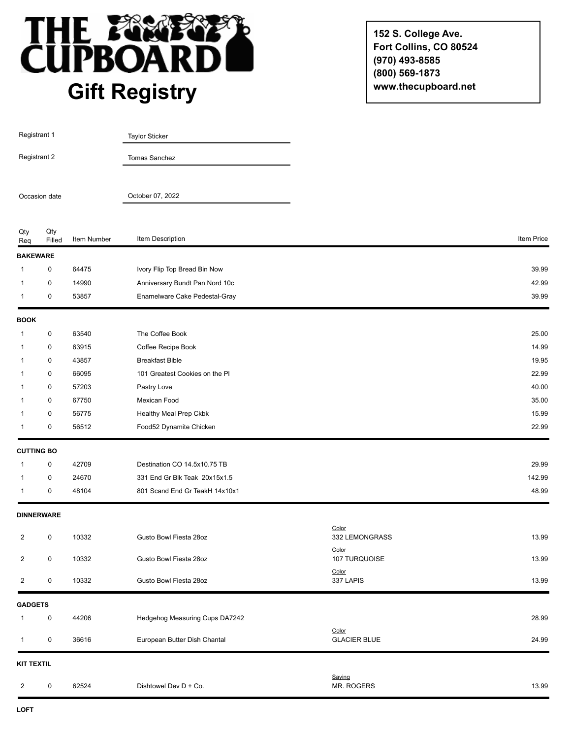# THE CUPBOARD

## Gift Registry

**152 S. College Ave.**
**Fort Collins, CO 80524**
**(970) 493-8585**
**(800) 569-1873**
**www.thecupboard.net**

Registrant 1: Taylor Sticker

Registrant 2: Tomas Sanchez

Occasion date: October 07, 2022

| Qty Req | Qty Filled | Item Number | Item Description | | Item Price |
|---|---|---|---|---|---|
| **BAKEWARE** | | | | | |
| 1 | 0 | 64475 | Ivory Flip Top Bread Bin Now | | 39.99 |
| 1 | 0 | 14990 | Anniversary Bundt Pan Nord 10c | | 42.99 |
| 1 | 0 | 53857 | Enamelware Cake Pedestal-Gray | | 39.99 |
| **BOOK** | | | | | |
| 1 | 0 | 63540 | The Coffee Book | | 25.00 |
| 1 | 0 | 63915 | Coffee Recipe Book | | 14.99 |
| 1 | 0 | 43857 | Breakfast Bible | | 19.95 |
| 1 | 0 | 66095 | 101 Greatest Cookies on the Pl | | 22.99 |
| 1 | 0 | 57203 | Pastry Love | | 40.00 |
| 1 | 0 | 67750 | Mexican Food | | 35.00 |
| 1 | 0 | 56775 | Healthy Meal Prep Ckbk | | 15.99 |
| 1 | 0 | 56512 | Food52 Dynamite Chicken | | 22.99 |
| **CUTTING BO** | | | | | |
| 1 | 0 | 42709 | Destination CO 14.5x10.75 TB | | 29.99 |
| 1 | 0 | 24670 | 331 End Gr Blk Teak 20x15x1.5 | | 142.99 |
| 1 | 0 | 48104 | 801 Scand End Gr TeakH 14x10x1 | | 48.99 |
| **DINNERWARE** | | | | | |
| 2 | 0 | 10332 | Gusto Bowl Fiesta 28oz | Color: 332 LEMONGRASS | 13.99 |
| 2 | 0 | 10332 | Gusto Bowl Fiesta 28oz | Color: 107 TURQUOISE | 13.99 |
| 2 | 0 | 10332 | Gusto Bowl Fiesta 28oz | Color: 337 LAPIS | 13.99 |
| **GADGETS** | | | | | |
| 1 | 0 | 44206 | Hedgehog Measuring Cups DA7242 | | 28.99 |
| 1 | 0 | 36616 | European Butter Dish Chantal | Color: GLACIER BLUE | 24.99 |
| **KIT TEXTIL** | | | | | |
| 2 | 0 | 62524 | Dishtowel Dev D + Co. | Saying: MR. ROGERS | 13.99 |
| **LOFT** | | | | | |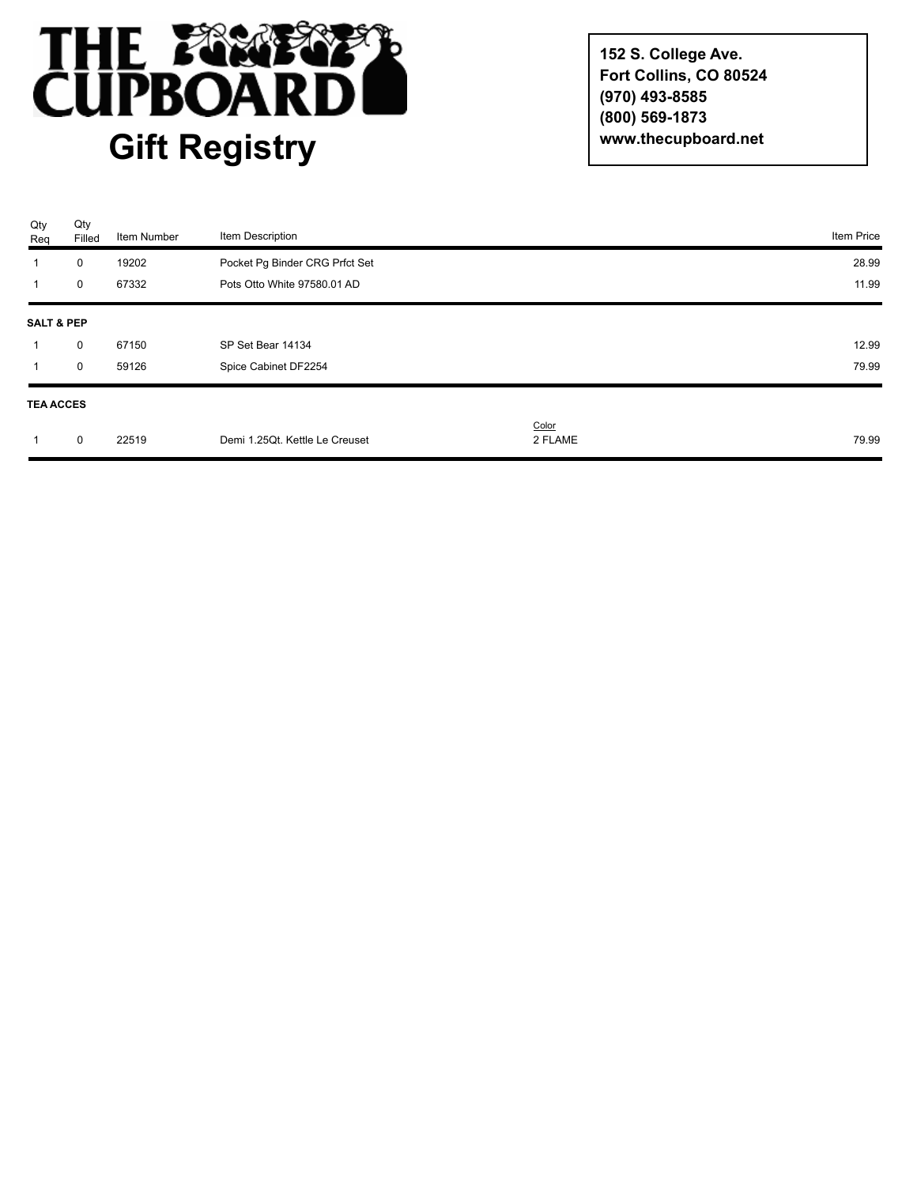# THE CUPBOARD

## Gift Registry

**152 S. College Ave.**
**Fort Collins, CO 80524**
**(970) 493-8585**
**(800) 569-1873**
**www.thecupboard.net**

| Qty Req | Qty Filled | Item Number | Item Description | | Item Price |
|---|---|---|---|---|---|
| 1 | 0 | 19202 | Pocket Pg Binder CRG Prfct Set | | 28.99 |
| 1 | 0 | 67332 | Pots Otto White 97580.01 AD | | 11.99 |
| **SALT & PEP** | | | | | |
| 1 | 0 | 67150 | SP Set Bear 14134 | | 12.99 |
| 1 | 0 | 59126 | Spice Cabinet DF2254 | | 79.99 |
| **TEA ACCES** | | | | | |
| 1 | 0 | 22519 | Demi 1.25Qt. Kettle Le Creuset | Color: 2 FLAME | 79.99 |